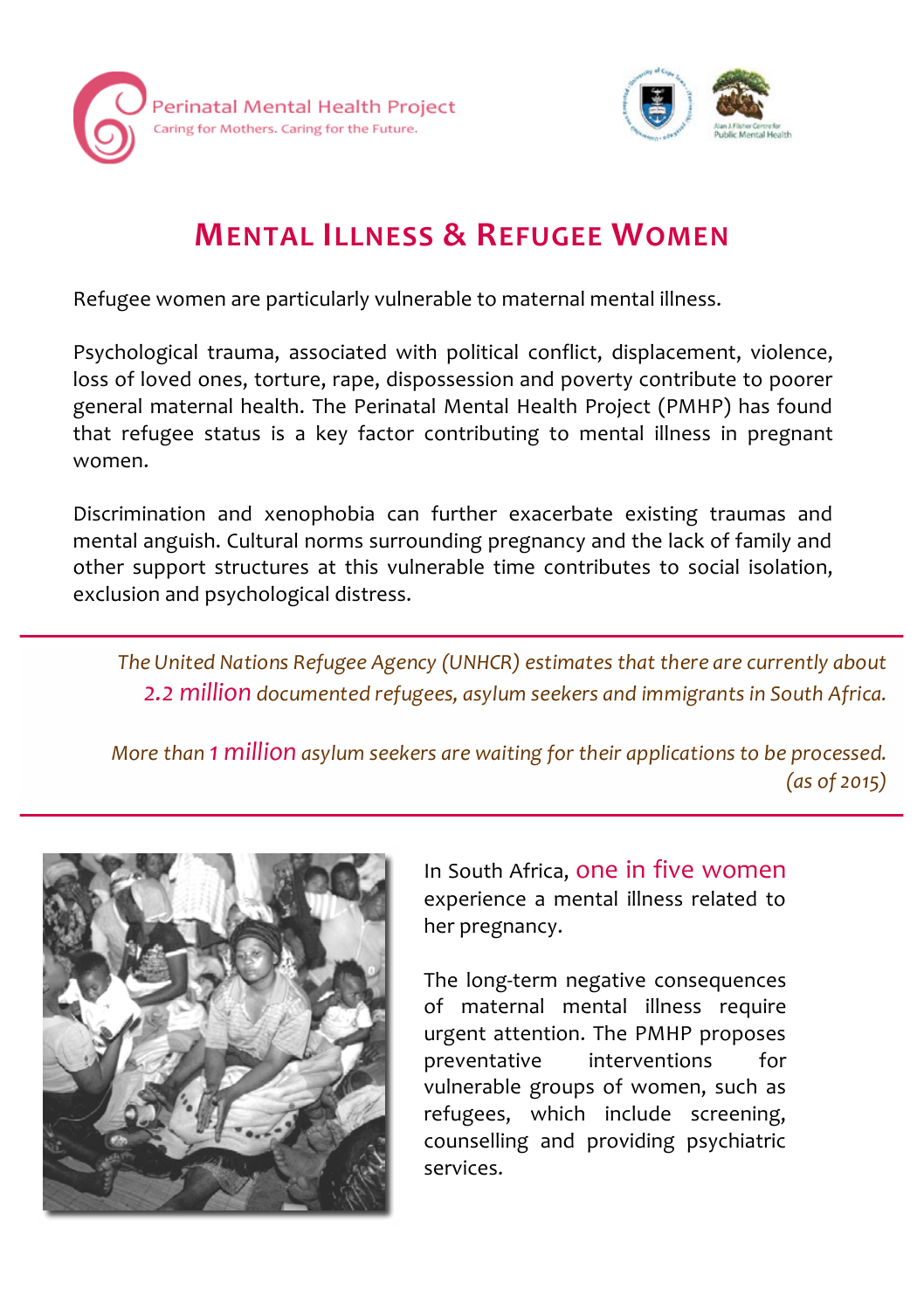Perinatal Mental Health Project
Caring for Mothers. Caring for the Future.

# Mental Illness & Refugee Women

Refugee women are particularly vulnerable to maternal mental illness.

Psychological trauma, associated with political conflict, displacement, violence, loss of loved ones, torture, rape, dispossession and poverty contribute to poorer general maternal health. The Perinatal Mental Health Project (PMHP) has found that refugee status is a key factor contributing to mental illness in pregnant women.

Discrimination and xenophobia can further exacerbate existing traumas and mental anguish. Cultural norms surrounding pregnancy and the lack of family and other support structures at this vulnerable time contributes to social isolation, exclusion and psychological distress.

---

*The United Nations Refugee Agency (UNHCR) estimates that there are currently about 2.2 million documented refugees, asylum seekers and immigrants in South Africa.*

*More than 1 million asylum seekers are waiting for their applications to be processed. (as of 2015)*

---

In South Africa, one in five women experience a mental illness related to her pregnancy.

The long-term negative consequences of maternal mental illness require urgent attention. The PMHP proposes preventative interventions for vulnerable groups of women, such as refugees, which include screening, counselling and providing psychiatric services.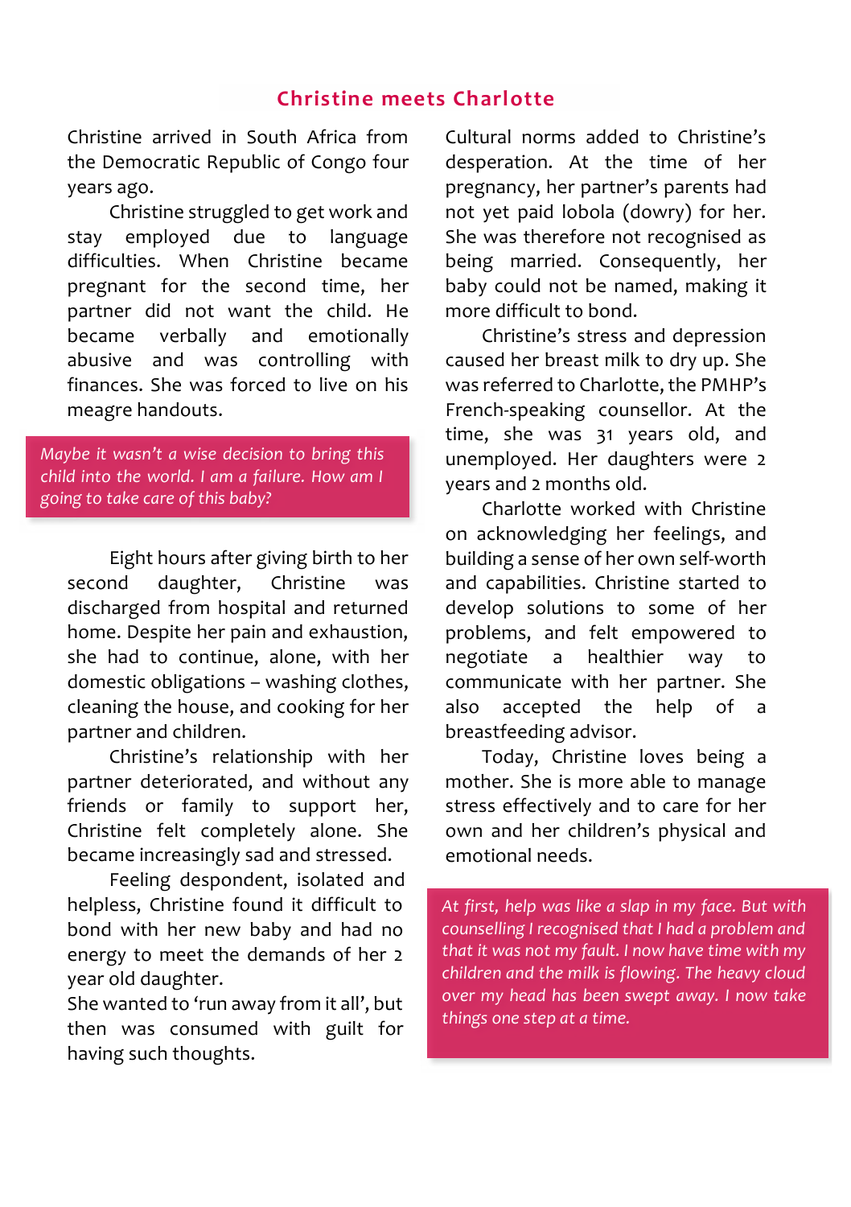## Christine meets Charlotte

Christine arrived in South Africa from the Democratic Republic of Congo four years ago.

Christine struggled to get work and stay employed due to language difficulties. When Christine became pregnant for the second time, her partner did not want the child. He became verbally and emotionally abusive and was controlling with finances. She was forced to live on his meagre handouts.

> *Maybe it wasn't a wise decision to bring this child into the world. I am a failure. How am I going to take care of this baby?*

Eight hours after giving birth to her second daughter, Christine was discharged from hospital and returned home. Despite her pain and exhaustion, she had to continue, alone, with her domestic obligations – washing clothes, cleaning the house, and cooking for her partner and children.

Christine's relationship with her partner deteriorated, and without any friends or family to support her, Christine felt completely alone. She became increasingly sad and stressed.

Feeling despondent, isolated and helpless, Christine found it difficult to bond with her new baby and had no energy to meet the demands of her 2 year old daughter.

She wanted to 'run away from it all', but then was consumed with guilt for having such thoughts.

Cultural norms added to Christine's desperation. At the time of her pregnancy, her partner's parents had not yet paid lobola (dowry) for her. She was therefore not recognised as being married. Consequently, her baby could not be named, making it more difficult to bond.

Christine's stress and depression caused her breast milk to dry up. She was referred to Charlotte, the PMHP's French-speaking counsellor. At the time, she was 31 years old, and unemployed. Her daughters were 2 years and 2 months old.

Charlotte worked with Christine on acknowledging her feelings, and building a sense of her own self-worth and capabilities. Christine started to develop solutions to some of her problems, and felt empowered to negotiate a healthier way to communicate with her partner. She also accepted the help of a breastfeeding advisor.

Today, Christine loves being a mother. She is more able to manage stress effectively and to care for her own and her children's physical and emotional needs.

> *At first, help was like a slap in my face. But with counselling I recognised that I had a problem and that it was not my fault. I now have time with my children and the milk is flowing. The heavy cloud over my head has been swept away. I now take things one step at a time.*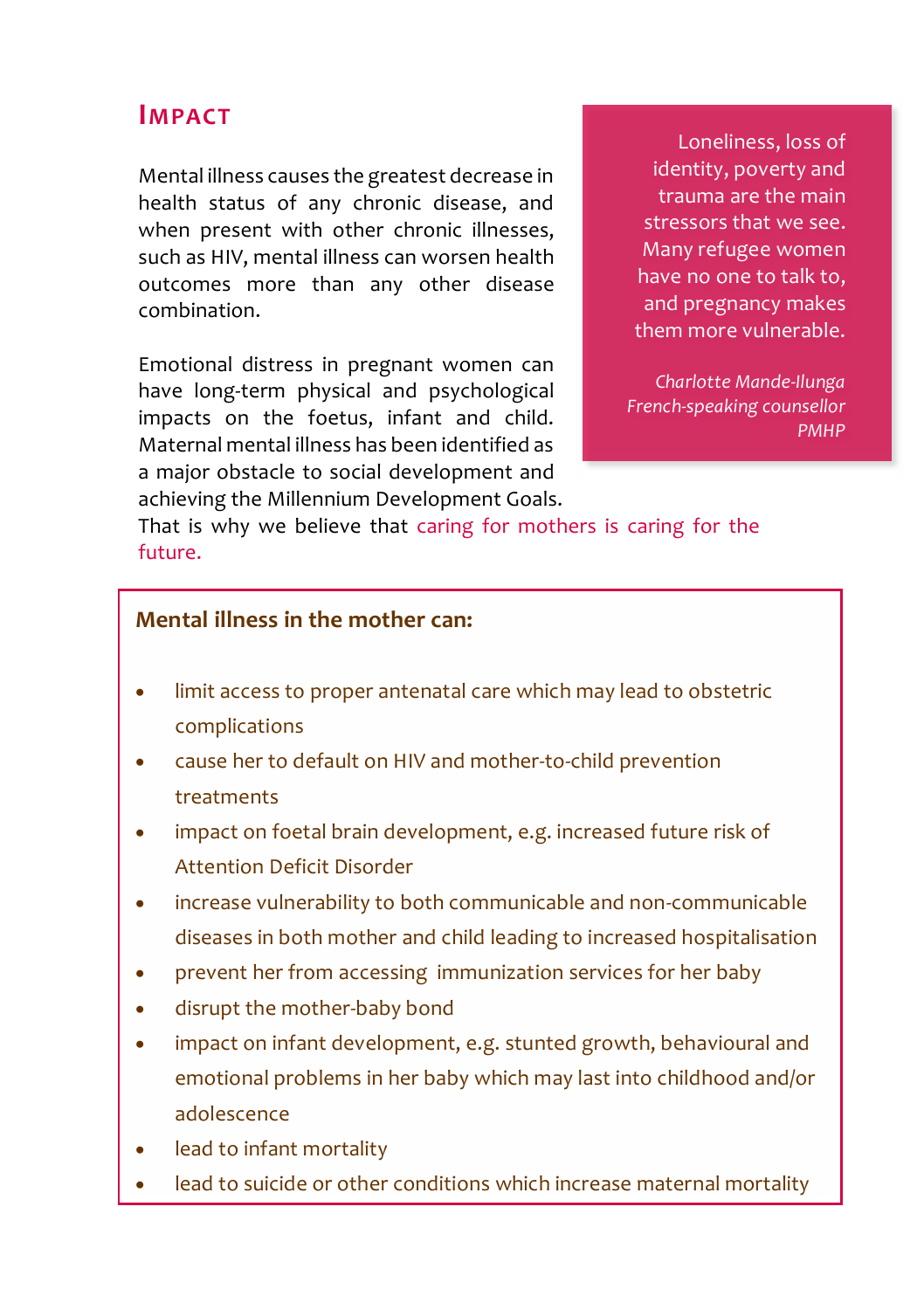## Impact

Mental illness causes the greatest decrease in health status of any chronic disease, and when present with other chronic illnesses, such as HIV, mental illness can worsen health outcomes more than any other disease combination.

Emotional distress in pregnant women can have long-term physical and psychological impacts on the foetus, infant and child. Maternal mental illness has been identified as a major obstacle to social development and achieving the Millennium Development Goals. That is why we believe that caring for mothers is caring for the future.

> Loneliness, loss of identity, poverty and trauma are the main stressors that we see. Many refugee women have no one to talk to, and pregnancy makes them more vulnerable.
>
> *Charlotte Mande-Ilunga*
> *French-speaking counsellor*
> *PMHP*

**Mental illness in the mother can:**

- limit access to proper antenatal care which may lead to obstetric complications
- cause her to default on HIV and mother-to-child prevention treatments
- impact on foetal brain development, e.g. increased future risk of Attention Deficit Disorder
- increase vulnerability to both communicable and non-communicable diseases in both mother and child leading to increased hospitalisation
- prevent her from accessing immunization services for her baby
- disrupt the mother-baby bond
- impact on infant development, e.g. stunted growth, behavioural and emotional problems in her baby which may last into childhood and/or adolescence
- lead to infant mortality
- lead to suicide or other conditions which increase maternal mortality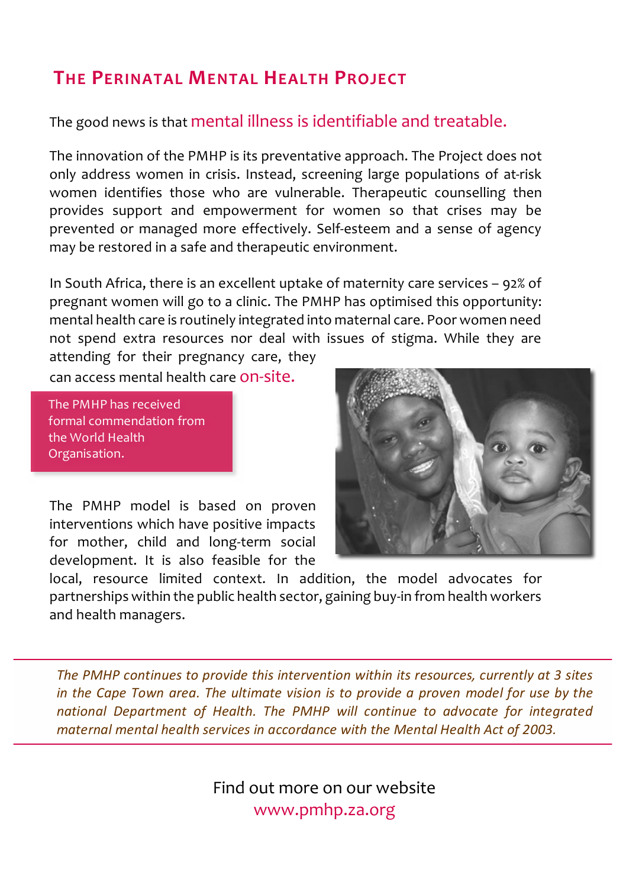# The Perinatal Mental Health Project

The good news is that mental illness is identifiable and treatable.

The innovation of the PMHP is its preventative approach. The Project does not only address women in crisis. Instead, screening large populations of at-risk women identifies those who are vulnerable. Therapeutic counselling then provides support and empowerment for women so that crises may be prevented or managed more effectively. Self-esteem and a sense of agency may be restored in a safe and therapeutic environment.

In South Africa, there is an excellent uptake of maternity care services – 92% of pregnant women will go to a clinic. The PMHP has optimised this opportunity: mental health care is routinely integrated into maternal care. Poor women need not spend extra resources nor deal with issues of stigma. While they are attending for their pregnancy care, they can access mental health care on-site.

The PMHP has received formal commendation from the World Health Organisation.

The PMHP model is based on proven interventions which have positive impacts for mother, child and long-term social development. It is also feasible for the local, resource limited context. In addition, the model advocates for partnerships within the public health sector, gaining buy-in from health workers and health managers.

*The PMHP continues to provide this intervention within its resources, currently at 3 sites in the Cape Town area. The ultimate vision is to provide a proven model for use by the national Department of Health. The PMHP will continue to advocate for integrated maternal mental health services in accordance with the Mental Health Act of 2003.*

Find out more on our website
www.pmhp.za.org